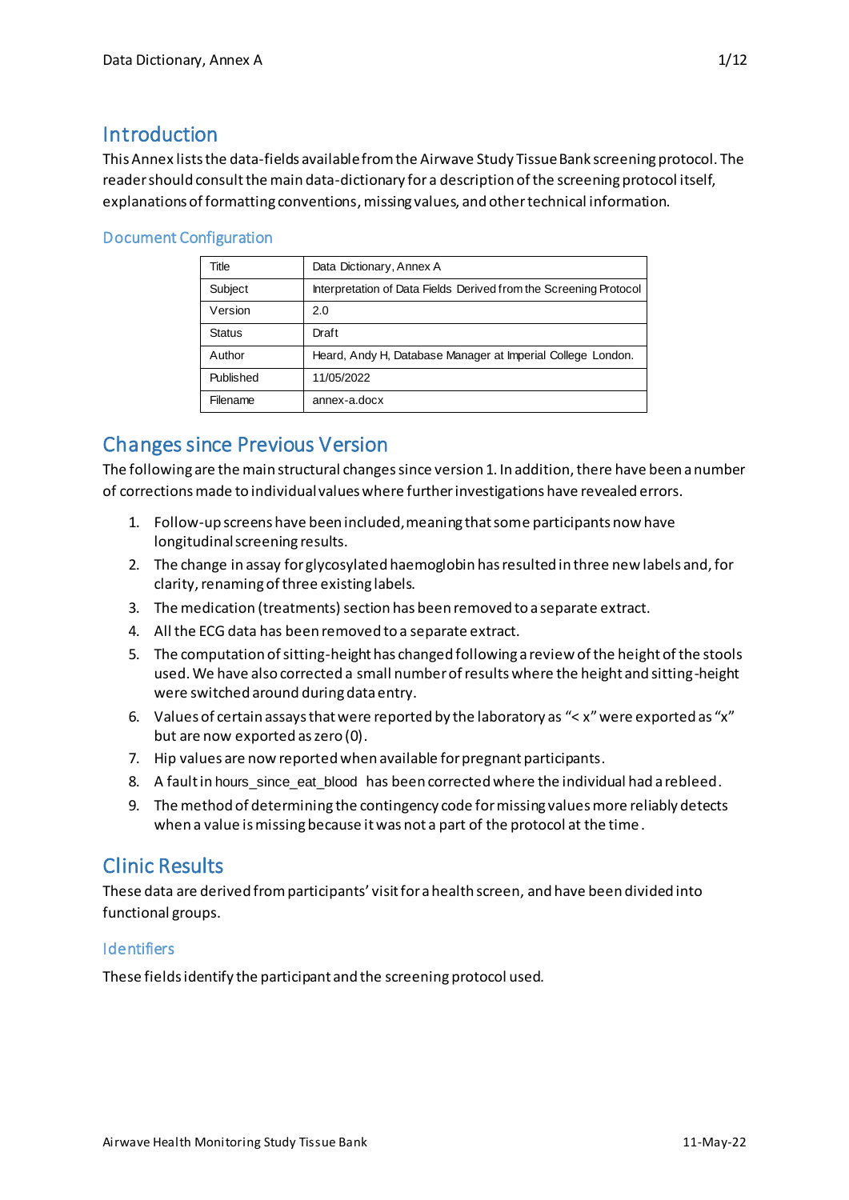# Introduction

This Annex lists the data-fields available from the Airwave Study Tissue Bank screening protocol. The reader should consult the main data-dictionary for a description of the screening protocol itself, explanations of formatting conventions, missing values, and other technical information.

### Document Configuration

| Title | Data Dictionary, Annex A |
| --- | --- |
| Subject | Interpretation of Data Fields Derived from the Screening Protocol |
| Version | 2.0 |
| Status | Draft |
| Author | Heard, Andy H, Database Manager at Imperial College London. |
| Published | 11/05/2022 |
| Filename | annex-a.docx |

# Changes since Previous Version

The following are the main structural changes since version 1. In addition, there have been a number of corrections made to individual values where further investigations have revealed errors.

1. Follow-up screens have been included, meaning that some participants now have longitudinal screening results.
2. The change in assay for glycosylated haemoglobin has resulted in three new labels and, for clarity, renaming of three existing labels.
3. The medication (treatments) section has been removed to a separate extract.
4. All the ECG data has been removed to a separate extract.
5. The computation of sitting-height has changed following a review of the height of the stools used. We have also corrected a small number of results where the height and sitting-height were switched around during data entry.
6. Values of certain assays that were reported by the laboratory as "< x" were exported as "x" but are now exported as zero (0).
7. Hip values are now reported when available for pregnant participants.
8. A fault in hours_since_eat_blood has been corrected where the individual had a rebleed.
9. The method of determining the contingency code for missing values more reliably detects when a value is missing because it was not a part of the protocol at the time.

# Clinic Results

These data are derived from participants' visit for a health screen, and have been divided into functional groups.

### Identifiers

These fields identify the participant and the screening protocol used.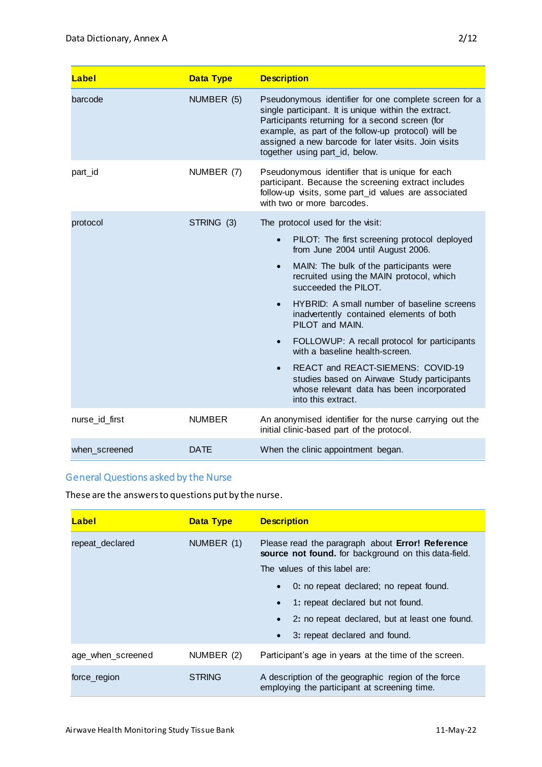| Label | Data Type | Description |
|---|---|---|
| barcode | NUMBER (5) | Pseudonymous identifier for one complete screen for a single participant. It is unique within the extract. Participants returning for a second screen (for example, as part of the follow-up protocol) will be assigned a new barcode for later visits. Join visits together using part_id, below. |
| part_id | NUMBER (7) | Pseudonymous identifier that is unique for each participant. Because the screening extract includes follow-up visits, some part_id values are associated with two or more barcodes. |
| protocol | STRING (3) | The protocol used for the visit:<br>• PILOT: The first screening protocol deployed from June 2004 until August 2006.<br>• MAIN: The bulk of the participants were recruited using the MAIN protocol, which succeeded the PILOT.<br>• HYBRID: A small number of baseline screens inadvertently contained elements of both PILOT and MAIN.<br>• FOLLOWUP: A recall protocol for participants with a baseline health-screen.<br>• REACT and REACT-SIEMENS: COVID-19 studies based on Airwave Study participants whose relevant data has been incorporated into this extract. |
| nurse_id_first | NUMBER | An anonymised identifier for the nurse carrying out the initial clinic-based part of the protocol. |
| when_screened | DATE | When the clinic appointment began. |

## General Questions asked by the Nurse

These are the answers to questions put by the nurse.

| Label | Data Type | Description |
|---|---|---|
| repeat_declared | NUMBER (1) | Please read the paragraph about **Error! Reference source not found.** for background on this data-field.<br>The values of this label are:<br>• **0:** no repeat declared; no repeat found.<br>• **1:** repeat declared but not found.<br>• **2:** no repeat declared, but at least one found.<br>• **3:** repeat declared and found. |
| age_when_screened | NUMBER (2) | Participant's age in years at the time of the screen. |
| force_region | STRING | A description of the geographic region of the force employing the participant at screening time. |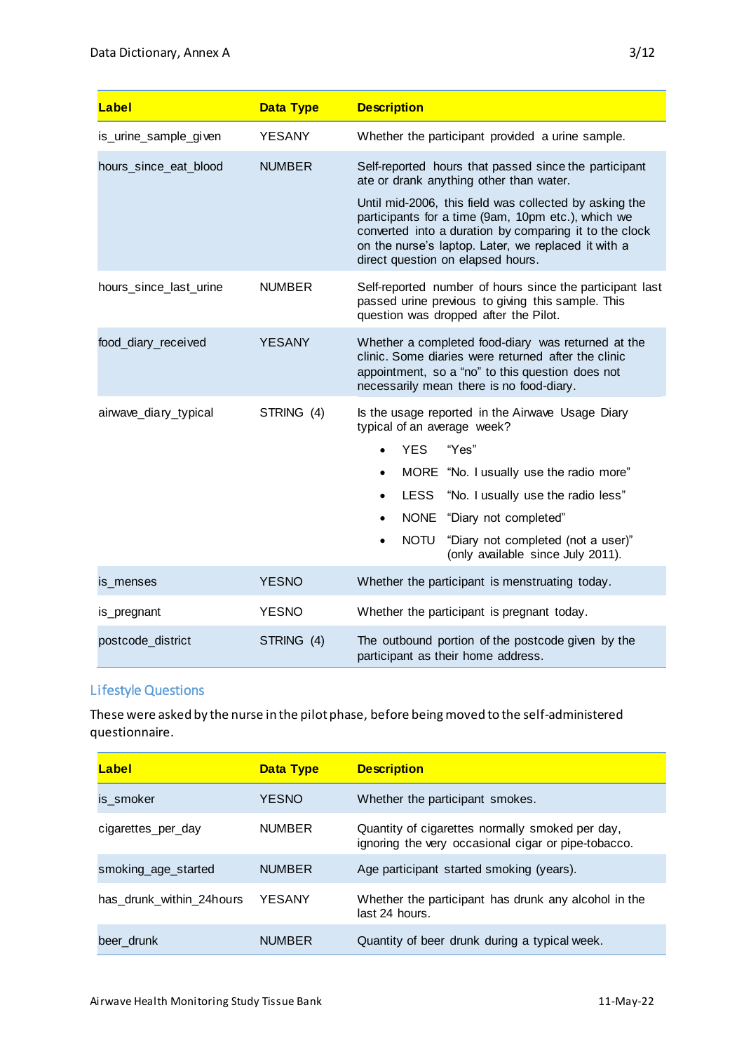| Label | Data Type | Description |
|---|---|---|
| is_urine_sample_given | YESANY | Whether the participant provided a urine sample. |
| hours_since_eat_blood | NUMBER | Self-reported hours that passed since the participant ate or drank anything other than water.<br><br>Until mid-2006, this field was collected by asking the participants for a time (9am, 10pm etc.), which we converted into a duration by comparing it to the clock on the nurse's laptop. Later, we replaced it with a direct question on elapsed hours. |
| hours_since_last_urine | NUMBER | Self-reported number of hours since the participant last passed urine previous to giving this sample. This question was dropped after the Pilot. |
| food_diary_received | YESANY | Whether a completed food-diary was returned at the clinic. Some diaries were returned after the clinic appointment, so a "no" to this question does not necessarily mean there is no food-diary. |
| airwave_diary_typical | STRING (4) | Is the usage reported in the Airwave Usage Diary typical of an average week?<br>• YES "Yes"<br>• MORE "No. I usually use the radio more"<br>• LESS "No. I usually use the radio less"<br>• NONE "Diary not completed"<br>• NOTU "Diary not completed (not a user)" (only available since July 2011). |
| is_menses | YESNO | Whether the participant is menstruating today. |
| is_pregnant | YESNO | Whether the participant is pregnant today. |
| postcode_district | STRING (4) | The outbound portion of the postcode given by the participant as their home address. |

## Lifestyle Questions

These were asked by the nurse in the pilot phase, before being moved to the self-administered questionnaire.

| Label | Data Type | Description |
|---|---|---|
| is_smoker | YESNO | Whether the participant smokes. |
| cigarettes_per_day | NUMBER | Quantity of cigarettes normally smoked per day, ignoring the very occasional cigar or pipe-tobacco. |
| smoking_age_started | NUMBER | Age participant started smoking (years). |
| has_drunk_within_24hours | YESANY | Whether the participant has drunk any alcohol in the last 24 hours. |
| beer_drunk | NUMBER | Quantity of beer drunk during a typical week. |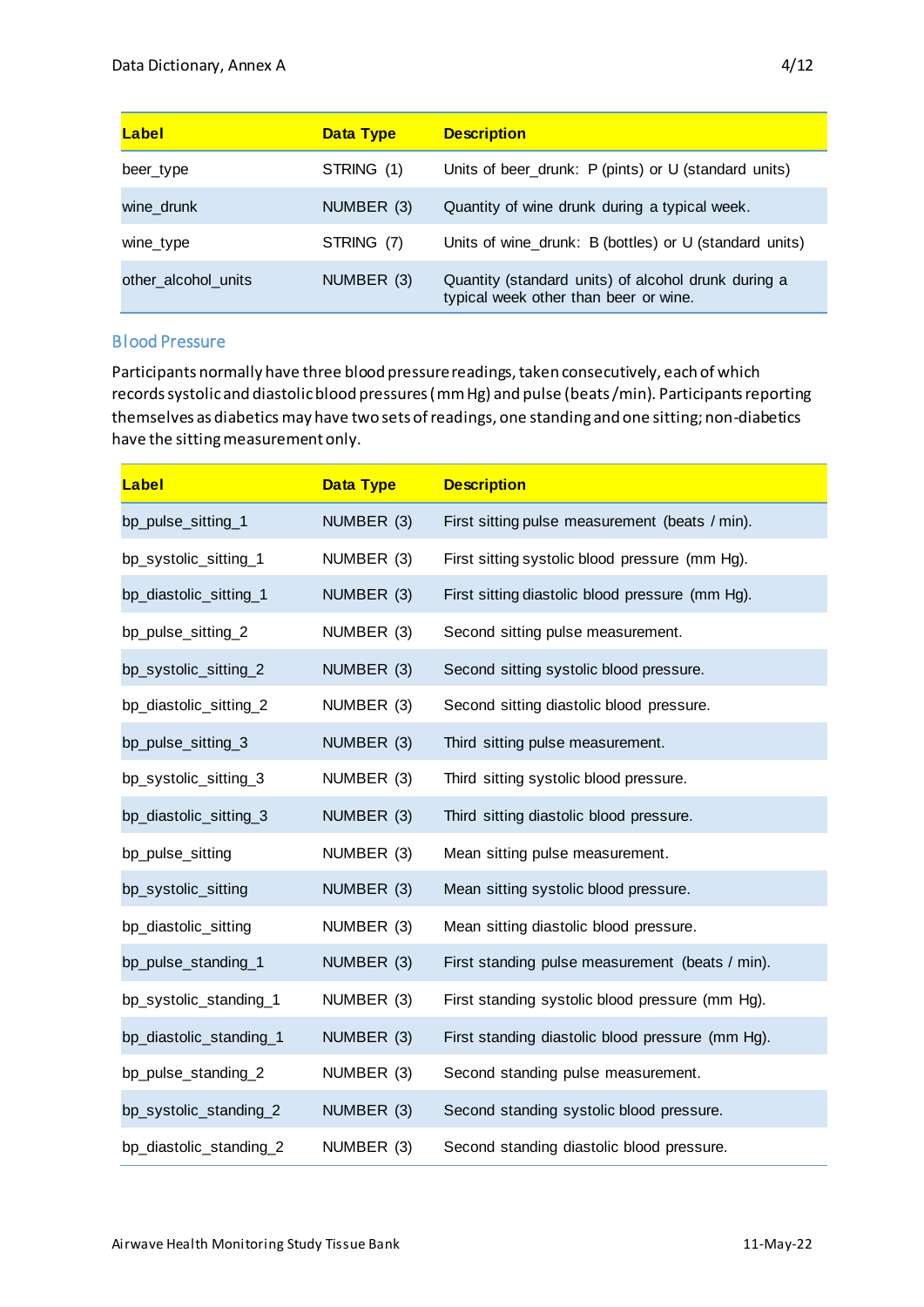| Label | Data Type | Description |
|---|---|---|
| beer_type | STRING (1) | Units of beer_drunk: P (pints) or U (standard units) |
| wine_drunk | NUMBER (3) | Quantity of wine drunk during a typical week. |
| wine_type | STRING (7) | Units of wine_drunk: B (bottles) or U (standard units) |
| other_alcohol_units | NUMBER (3) | Quantity (standard units) of alcohol drunk during a typical week other than beer or wine. |

### Blood Pressure

Participants normally have three blood pressure readings, taken consecutively, each of which records systolic and diastolic blood pressures (mm Hg) and pulse (beats/min). Participants reporting themselves as diabetics may have two sets of readings, one standing and one sitting; non-diabetics have the sitting measurement only.

| Label | Data Type | Description |
|---|---|---|
| bp_pulse_sitting_1 | NUMBER (3) | First sitting pulse measurement (beats / min). |
| bp_systolic_sitting_1 | NUMBER (3) | First sitting systolic blood pressure (mm Hg). |
| bp_diastolic_sitting_1 | NUMBER (3) | First sitting diastolic blood pressure (mm Hg). |
| bp_pulse_sitting_2 | NUMBER (3) | Second sitting pulse measurement. |
| bp_systolic_sitting_2 | NUMBER (3) | Second sitting systolic blood pressure. |
| bp_diastolic_sitting_2 | NUMBER (3) | Second sitting diastolic blood pressure. |
| bp_pulse_sitting_3 | NUMBER (3) | Third sitting pulse measurement. |
| bp_systolic_sitting_3 | NUMBER (3) | Third sitting systolic blood pressure. |
| bp_diastolic_sitting_3 | NUMBER (3) | Third sitting diastolic blood pressure. |
| bp_pulse_sitting | NUMBER (3) | Mean sitting pulse measurement. |
| bp_systolic_sitting | NUMBER (3) | Mean sitting systolic blood pressure. |
| bp_diastolic_sitting | NUMBER (3) | Mean sitting diastolic blood pressure. |
| bp_pulse_standing_1 | NUMBER (3) | First standing pulse measurement (beats / min). |
| bp_systolic_standing_1 | NUMBER (3) | First standing systolic blood pressure (mm Hg). |
| bp_diastolic_standing_1 | NUMBER (3) | First standing diastolic blood pressure (mm Hg). |
| bp_pulse_standing_2 | NUMBER (3) | Second standing pulse measurement. |
| bp_systolic_standing_2 | NUMBER (3) | Second standing systolic blood pressure. |
| bp_diastolic_standing_2 | NUMBER (3) | Second standing diastolic blood pressure. |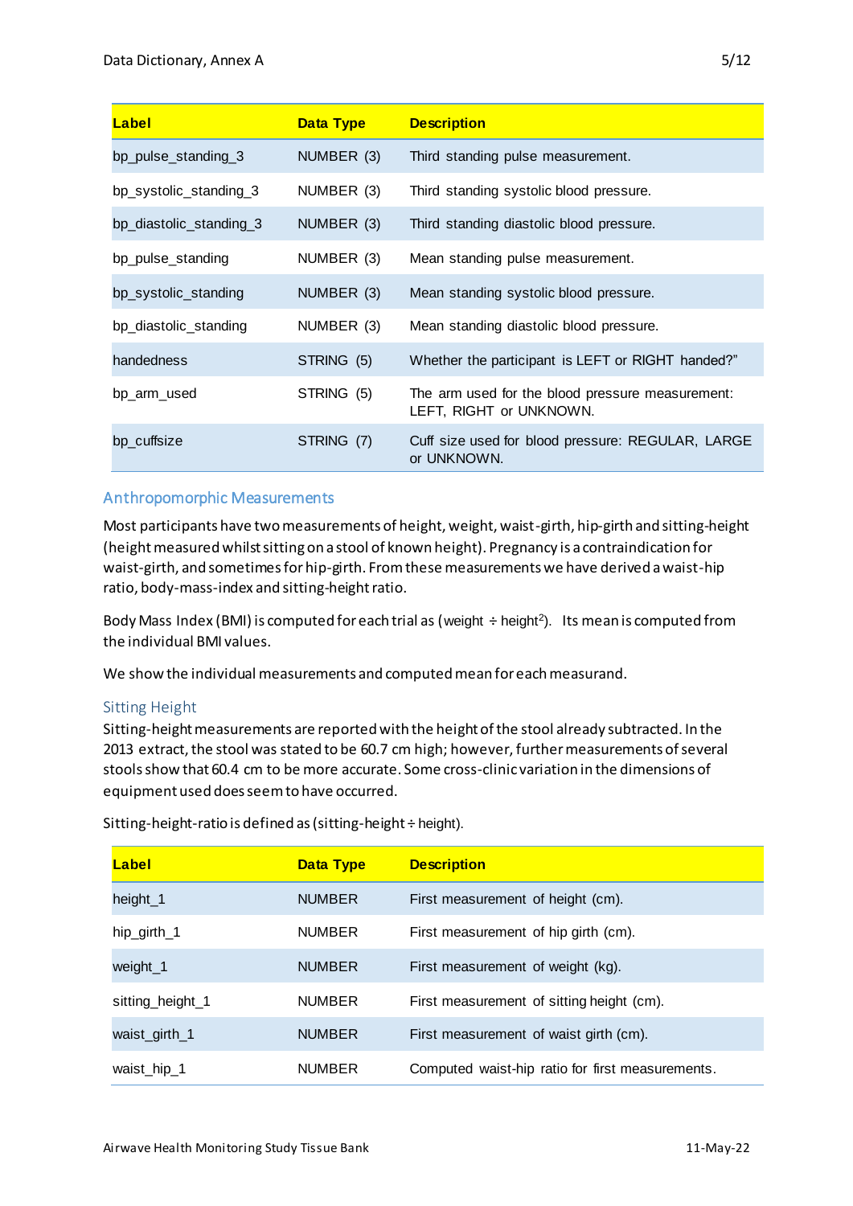| Label | Data Type | Description |
|---|---|---|
| bp_pulse_standing_3 | NUMBER (3) | Third standing pulse measurement. |
| bp_systolic_standing_3 | NUMBER (3) | Third standing systolic blood pressure. |
| bp_diastolic_standing_3 | NUMBER (3) | Third standing diastolic blood pressure. |
| bp_pulse_standing | NUMBER (3) | Mean standing pulse measurement. |
| bp_systolic_standing | NUMBER (3) | Mean standing systolic blood pressure. |
| bp_diastolic_standing | NUMBER (3) | Mean standing diastolic blood pressure. |
| handedness | STRING (5) | Whether the participant is LEFT or RIGHT handed?" |
| bp_arm_used | STRING (5) | The arm used for the blood pressure measurement: LEFT, RIGHT or UNKNOWN. |
| bp_cuffsize | STRING (7) | Cuff size used for blood pressure: REGULAR, LARGE or UNKNOWN. |

## Anthropomorphic Measurements

Most participants have two measurements of height, weight, waist-girth, hip-girth and sitting-height (height measured whilst sitting on a stool of known height). Pregnancy is a contraindication for waist-girth, and sometimes for hip-girth. From these measurements we have derived a waist-hip ratio, body-mass-index and sitting-height ratio.

Body Mass Index (BMI) is computed for each trial as (weight ÷ height$^2$). Its mean is computed from the individual BMI values.

We show the individual measurements and computed mean for each measurand.

### Sitting Height

Sitting-height measurements are reported with the height of the stool already subtracted. In the 2013 extract, the stool was stated to be 60.7 cm high; however, further measurements of several stools show that 60.4 cm to be more accurate. Some cross-clinic variation in the dimensions of equipment used does seem to have occurred.

Sitting-height-ratio is defined as (sitting-height ÷ height).

| Label | Data Type | Description |
|---|---|---|
| height_1 | NUMBER | First measurement of height (cm). |
| hip_girth_1 | NUMBER | First measurement of hip girth (cm). |
| weight_1 | NUMBER | First measurement of weight (kg). |
| sitting_height_1 | NUMBER | First measurement of sitting height (cm). |
| waist_girth_1 | NUMBER | First measurement of waist girth (cm). |
| waist_hip_1 | NUMBER | Computed waist-hip ratio for first measurements. |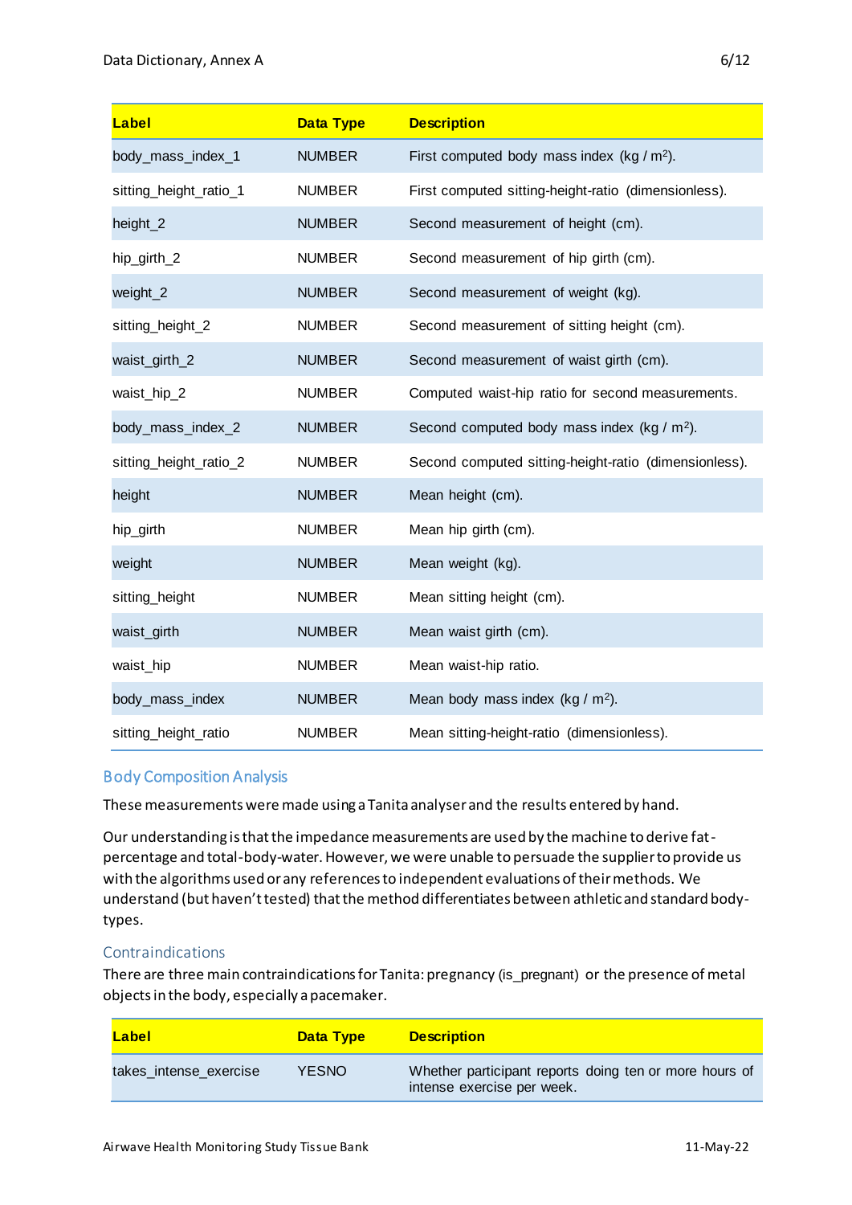| Label | Data Type | Description |
| --- | --- | --- |
| body_mass_index_1 | NUMBER | First computed body mass index (kg / $m^2$). |
| sitting_height_ratio_1 | NUMBER | First computed sitting-height-ratio (dimensionless). |
| height_2 | NUMBER | Second measurement of height (cm). |
| hip_girth_2 | NUMBER | Second measurement of hip girth (cm). |
| weight_2 | NUMBER | Second measurement of weight (kg). |
| sitting_height_2 | NUMBER | Second measurement of sitting height (cm). |
| waist_girth_2 | NUMBER | Second measurement of waist girth (cm). |
| waist_hip_2 | NUMBER | Computed waist-hip ratio for second measurements. |
| body_mass_index_2 | NUMBER | Second computed body mass index (kg / $m^2$). |
| sitting_height_ratio_2 | NUMBER | Second computed sitting-height-ratio (dimensionless). |
| height | NUMBER | Mean height (cm). |
| hip_girth | NUMBER | Mean hip girth (cm). |
| weight | NUMBER | Mean weight (kg). |
| sitting_height | NUMBER | Mean sitting height (cm). |
| waist_girth | NUMBER | Mean waist girth (cm). |
| waist_hip | NUMBER | Mean waist-hip ratio. |
| body_mass_index | NUMBER | Mean body mass index (kg / $m^2$). |
| sitting_height_ratio | NUMBER | Mean sitting-height-ratio (dimensionless). |

## Body Composition Analysis

These measurements were made using a Tanita analyser and the results entered by hand.

Our understanding is that the impedance measurements are used by the machine to derive fat-percentage and total-body-water. However, we were unable to persuade the supplier to provide us with the algorithms used or any references to independent evaluations of their methods. We understand (but haven't tested) that the method differentiates between athletic and standard body-types.

### Contraindications

There are three main contraindications for Tanita: pregnancy (is_pregnant) or the presence of metal objects in the body, especially a pacemaker.

| Label | Data Type | Description |
| --- | --- | --- |
| takes_intense_exercise | YESNO | Whether participant reports doing ten or more hours of intense exercise per week. |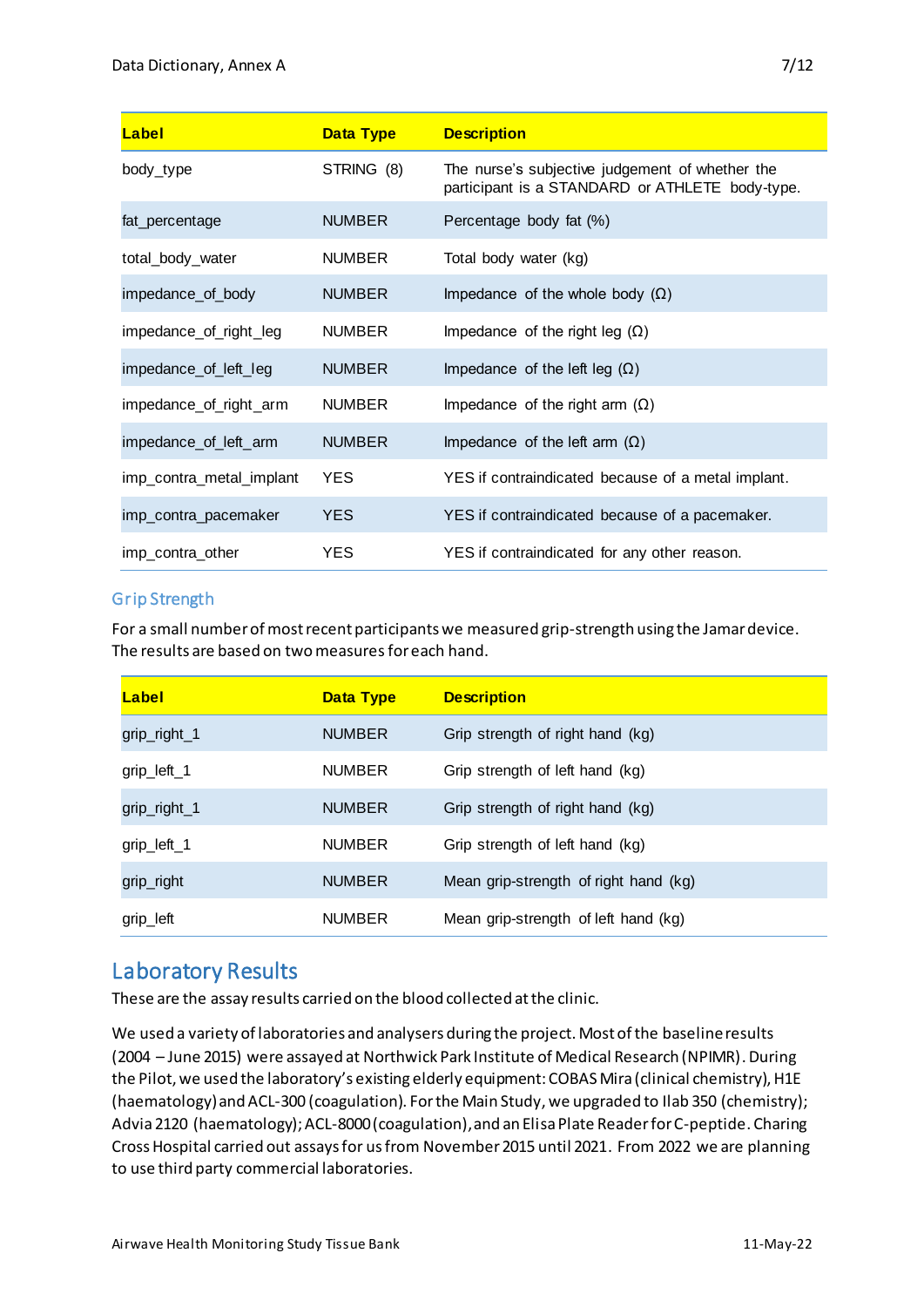| Label | Data Type | Description |
|---|---|---|
| body_type | STRING (8) | The nurse's subjective judgement of whether the participant is a STANDARD or ATHLETE body-type. |
| fat_percentage | NUMBER | Percentage body fat (%) |
| total_body_water | NUMBER | Total body water (kg) |
| impedance_of_body | NUMBER | Impedance of the whole body (Ω) |
| impedance_of_right_leg | NUMBER | Impedance of the right leg (Ω) |
| impedance_of_left_leg | NUMBER | Impedance of the left leg (Ω) |
| impedance_of_right_arm | NUMBER | Impedance of the right arm (Ω) |
| impedance_of_left_arm | NUMBER | Impedance of the left arm (Ω) |
| imp_contra_metal_implant | YES | YES if contraindicated because of a metal implant. |
| imp_contra_pacemaker | YES | YES if contraindicated because of a pacemaker. |
| imp_contra_other | YES | YES if contraindicated for any other reason. |

### Grip Strength

For a small number of most recent participants we measured grip-strength using the Jamar device. The results are based on two measures for each hand.

| Label | Data Type | Description |
|---|---|---|
| grip_right_1 | NUMBER | Grip strength of right hand (kg) |
| grip_left_1 | NUMBER | Grip strength of left hand (kg) |
| grip_right_1 | NUMBER | Grip strength of right hand (kg) |
| grip_left_1 | NUMBER | Grip strength of left hand (kg) |
| grip_right | NUMBER | Mean grip-strength of right hand (kg) |
| grip_left | NUMBER | Mean grip-strength of left hand (kg) |

## Laboratory Results

These are the assay results carried on the blood collected at the clinic.

We used a variety of laboratories and analysers during the project. Most of the baseline results (2004 – June 2015) were assayed at Northwick Park Institute of Medical Research (NPIMR). During the Pilot, we used the laboratory's existing elderly equipment: COBAS Mira (clinical chemistry), H1E (haematology) and ACL-300 (coagulation). For the Main Study, we upgraded to Ilab 350 (chemistry); Advia 2120 (haematology); ACL-8000 (coagulation), and an Elisa Plate Reader for C-peptide. Charing Cross Hospital carried out assays for us from November 2015 until 2021. From 2022 we are planning to use third party commercial laboratories.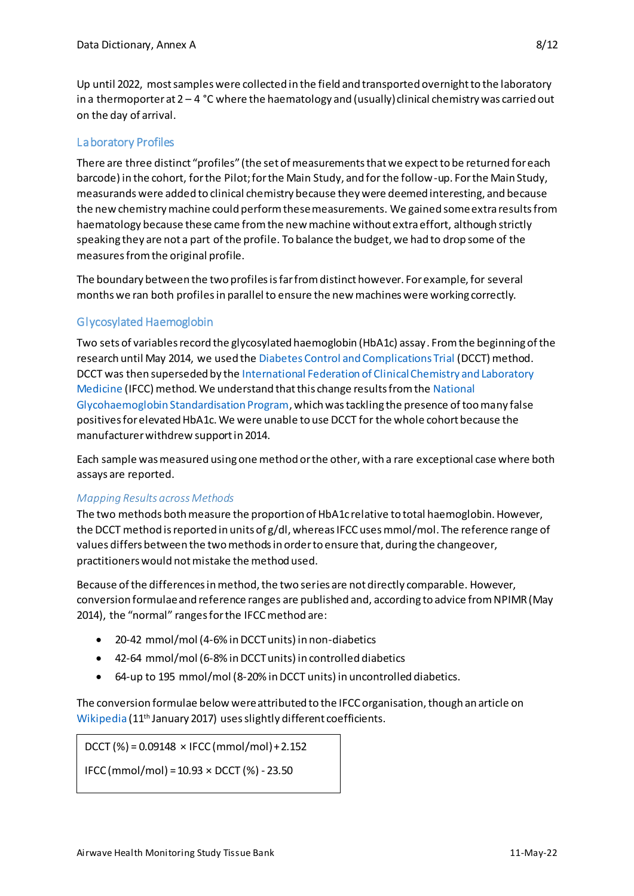Up until 2022, most samples were collected in the field and transported overnight to the laboratory in a thermoporter at 2 – 4 °C where the haematology and (usually) clinical chemistry was carried out on the day of arrival.

## Laboratory Profiles

There are three distinct "profiles" (the set of measurements that we expect to be returned for each barcode) in the cohort, for the Pilot; for the Main Study, and for the follow-up. For the Main Study, measurands were added to clinical chemistry because they were deemed interesting, and because the new chemistry machine could perform these measurements. We gained some extra results from haematology because these came from the new machine without extra effort, although strictly speaking they are not a part of the profile. To balance the budget, we had to drop some of the measures from the original profile.

The boundary between the two profiles is far from distinct however. For example, for several months we ran both profiles in parallel to ensure the new machines were working correctly.

## Glycosylated Haemoglobin

Two sets of variables record the glycosylated haemoglobin (HbA1c) assay. From the beginning of the research until May 2014, we used the Diabetes Control and Complications Trial (DCCT) method. DCCT was then superseded by the International Federation of Clinical Chemistry and Laboratory Medicine (IFCC) method. We understand that this change results from the National Glycohaemoglobin Standardisation Program, which was tackling the presence of too many false positives for elevated HbA1c. We were unable to use DCCT for the whole cohort because the manufacturer withdrew support in 2014.

Each sample was measured using one method or the other, with a rare exceptional case where both assays are reported.

### *Mapping Results across Methods*

The two methods both measure the proportion of HbA1c relative to total haemoglobin. However, the DCCT method is reported in units of g/dl, whereas IFCC uses mmol/mol. The reference range of values differs between the two methods in order to ensure that, during the changeover, practitioners would not mistake the method used.

Because of the differences in method, the two series are not directly comparable. However, conversion formulae and reference ranges are published and, according to advice from NPIMR (May 2014), the "normal" ranges for the IFCC method are:

- 20-42 mmol/mol (4-6% in DCCT units) in non-diabetics
- 42-64 mmol/mol (6-8% in DCCT units) in controlled diabetics
- 64-up to 195 mmol/mol (8-20% in DCCT units) in uncontrolled diabetics.

The conversion formulae below were attributed to the IFCC organisation, though an article on Wikipedia (11th January 2017) uses slightly different coefficients.

$$\text{DCCT (\%)} = 0.09148 \times \text{IFCC (mmol/mol)} + 2.152$$

$$\text{IFCC (mmol/mol)} = 10.93 \times \text{DCCT (\%)} - 23.50$$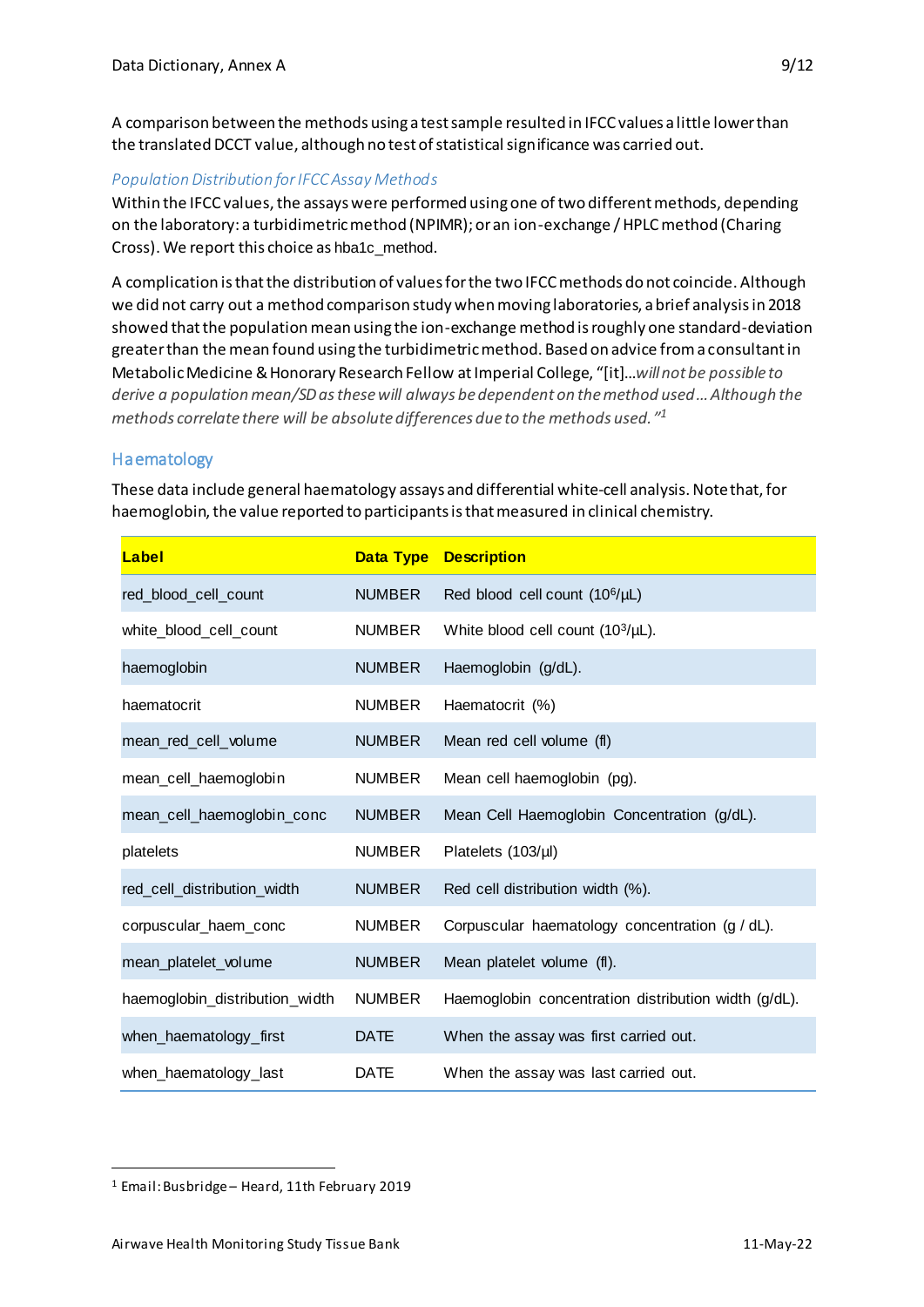A comparison between the methods using a test sample resulted in IFCC values a little lower than the translated DCCT value, although no test of statistical significance was carried out.

### *Population Distribution for IFCC Assay Methods*

Within the IFCC values, the assays were performed using one of two different methods, depending on the laboratory: a turbidimetric method (NPIMR); or an ion-exchange / HPLC method (Charing Cross). We report this choice as hba1c_method.

A complication is that the distribution of values for the two IFCC methods do not coincide. Although we did not carry out a method comparison study when moving laboratories, a brief analysis in 2018 showed that the population mean using the ion-exchange method is roughly one standard-deviation greater than the mean found using the turbidimetric method. Based on advice from a consultant in Metabolic Medicine & Honorary Research Fellow at Imperial College, "[it]…*will not be possible to derive a population mean/SD as these will always be dependent on the method used… Although the methods correlate there will be absolute differences due to the methods used.* "[1]

## Haematology

These data include general haematology assays and differential white-cell analysis. Note that, for haemoglobin, the value reported to participants is that measured in clinical chemistry.

| Label | Data Type | Description |
|---|---|---|
| red_blood_cell_count | NUMBER | Red blood cell count ($10^6$/µL) |
| white_blood_cell_count | NUMBER | White blood cell count ($10^3$/µL). |
| haemoglobin | NUMBER | Haemoglobin (g/dL). |
| haematocrit | NUMBER | Haematocrit (%) |
| mean_red_cell_volume | NUMBER | Mean red cell volume (fl) |
| mean_cell_haemoglobin | NUMBER | Mean cell haemoglobin (pg). |
| mean_cell_haemoglobin_conc | NUMBER | Mean Cell Haemoglobin Concentration (g/dL). |
| platelets | NUMBER | Platelets (103/µl) |
| red_cell_distribution_width | NUMBER | Red cell distribution width (%). |
| corpuscular_haem_conc | NUMBER | Corpuscular haematology concentration (g / dL). |
| mean_platelet_volume | NUMBER | Mean platelet volume (fl). |
| haemoglobin_distribution_width | NUMBER | Haemoglobin concentration distribution width (g/dL). |
| when_haematology_first | DATE | When the assay was first carried out. |
| when_haematology_last | DATE | When the assay was last carried out. |

---

[1] Email: Busbridge – Heard, 11th February 2019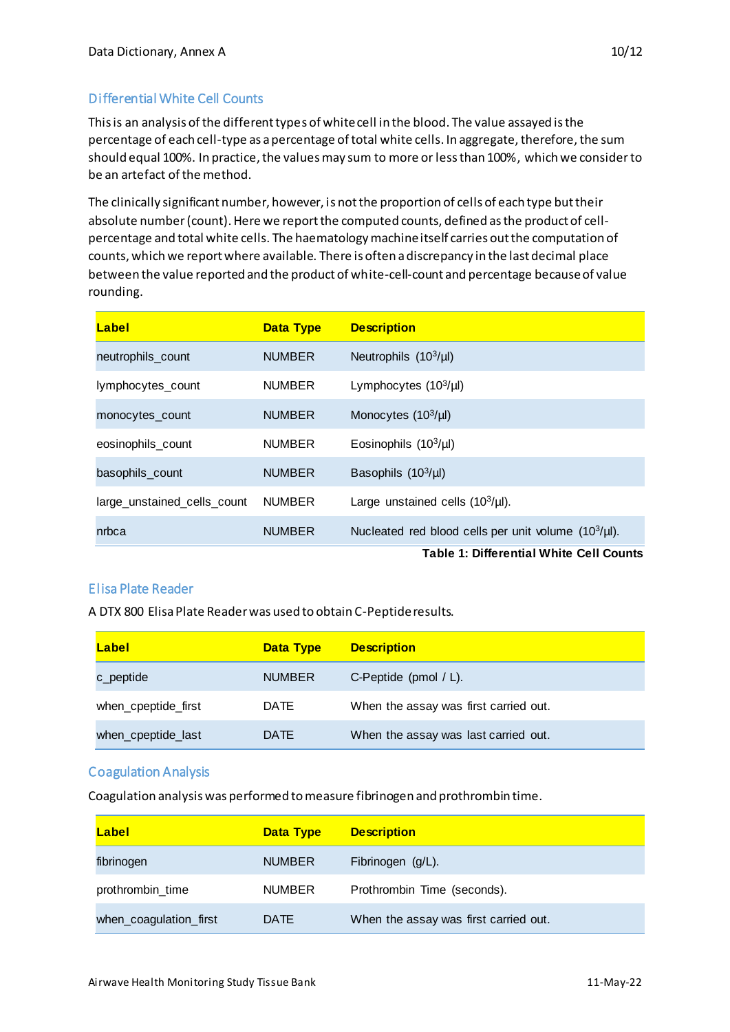## Differential White Cell Counts

This is an analysis of the different types of white cell in the blood. The value assayed is the percentage of each cell-type as a percentage of total white cells. In aggregate, therefore, the sum should equal 100%. In practice, the values may sum to more or less than 100%, which we consider to be an artefact of the method.

The clinically significant number, however, is not the proportion of cells of each type but their absolute number (count). Here we report the computed counts, defined as the product of cell-percentage and total white cells. The haematology machine itself carries out the computation of counts, which we report where available. There is often a discrepancy in the last decimal place between the value reported and the product of white-cell-count and percentage because of value rounding.

| Label | Data Type | Description |
|---|---|---|
| neutrophils_count | NUMBER | Neutrophils ($10^3$/µl) |
| lymphocytes_count | NUMBER | Lymphocytes ($10^3$/µl) |
| monocytes_count | NUMBER | Monocytes ($10^3$/µl) |
| eosinophils_count | NUMBER | Eosinophils ($10^3$/µl) |
| basophils_count | NUMBER | Basophils ($10^3$/µl) |
| large_unstained_cells_count | NUMBER | Large unstained cells ($10^3$/µl). |
| nrbca | NUMBER | Nucleated red blood cells per unit volume ($10^3$/µl). |

**Table 1: Differential White Cell Counts**

## Elisa Plate Reader

A DTX 800 Elisa Plate Reader was used to obtain C-Peptide results.

| Label | Data Type | Description |
|---|---|---|
| c_peptide | NUMBER | C-Peptide (pmol / L). |
| when_cpeptide_first | DATE | When the assay was first carried out. |
| when_cpeptide_last | DATE | When the assay was last carried out. |

## Coagulation Analysis

Coagulation analysis was performed to measure fibrinogen and prothrombin time.

| Label | Data Type | Description |
|---|---|---|
| fibrinogen | NUMBER | Fibrinogen (g/L). |
| prothrombin_time | NUMBER | Prothrombin Time (seconds). |
| when_coagulation_first | DATE | When the assay was first carried out. |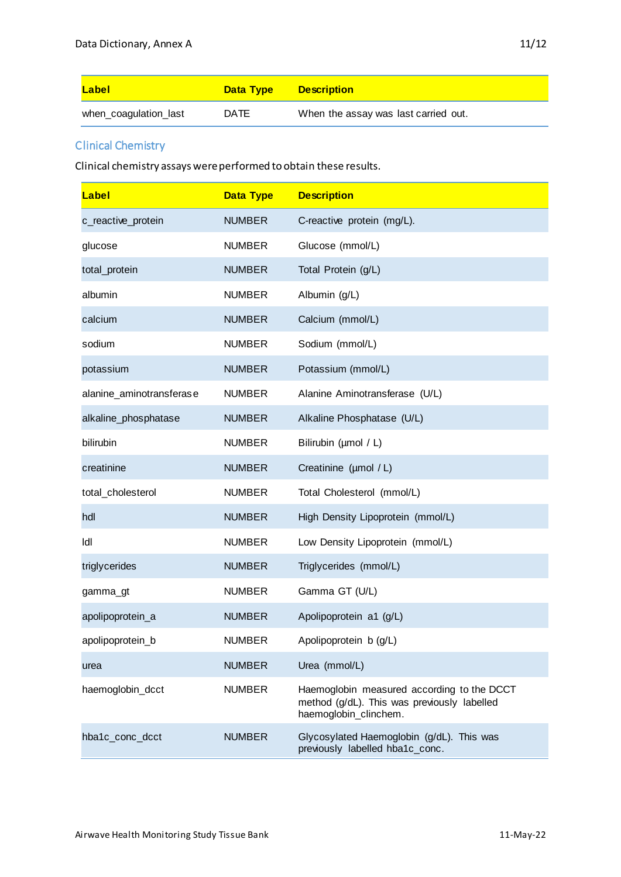| Label | Data Type | Description |
|---|---|---|
| when_coagulation_last | DATE | When the assay was last carried out. |

## Clinical Chemistry

Clinical chemistry assays were performed to obtain these results.

| Label | Data Type | Description |
|---|---|---|
| c_reactive_protein | NUMBER | C-reactive protein (mg/L). |
| glucose | NUMBER | Glucose (mmol/L) |
| total_protein | NUMBER | Total Protein (g/L) |
| albumin | NUMBER | Albumin (g/L) |
| calcium | NUMBER | Calcium (mmol/L) |
| sodium | NUMBER | Sodium (mmol/L) |
| potassium | NUMBER | Potassium (mmol/L) |
| alanine_aminotransferase | NUMBER | Alanine Aminotransferase (U/L) |
| alkaline_phosphatase | NUMBER | Alkaline Phosphatase (U/L) |
| bilirubin | NUMBER | Bilirubin (µmol / L) |
| creatinine | NUMBER | Creatinine (µmol / L) |
| total_cholesterol | NUMBER | Total Cholesterol (mmol/L) |
| hdl | NUMBER | High Density Lipoprotein (mmol/L) |
| ldl | NUMBER | Low Density Lipoprotein (mmol/L) |
| triglycerides | NUMBER | Triglycerides (mmol/L) |
| gamma_gt | NUMBER | Gamma GT (U/L) |
| apolipoprotein_a | NUMBER | Apolipoprotein a1 (g/L) |
| apolipoprotein_b | NUMBER | Apolipoprotein b (g/L) |
| urea | NUMBER | Urea (mmol/L) |
| haemoglobin_dcct | NUMBER | Haemoglobin measured according to the DCCT method (g/dL). This was previously labelled haemoglobin_clinchem. |
| hba1c_conc_dcct | NUMBER | Glycosylated Haemoglobin (g/dL). This was previously labelled hba1c_conc. |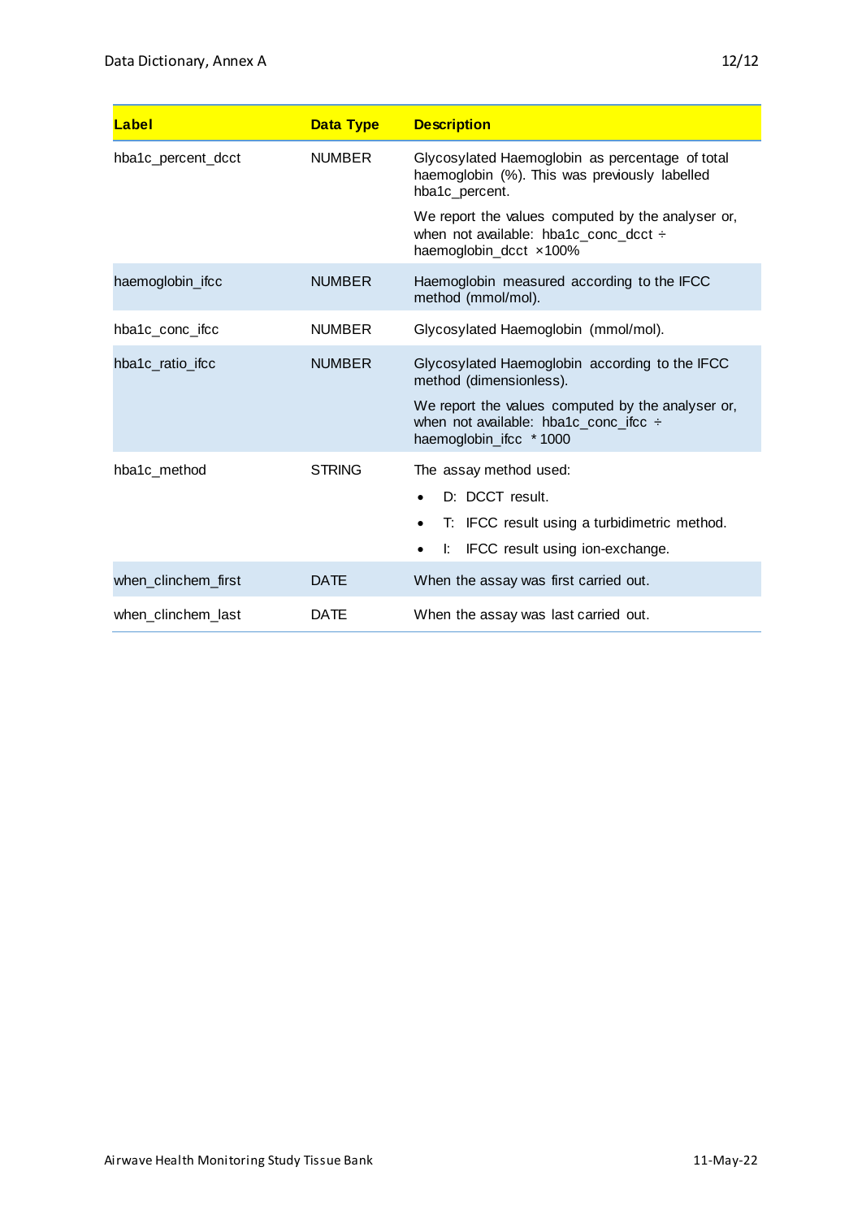| Label | Data Type | Description |
| --- | --- | --- |
| hba1c_percent_dcct | NUMBER | Glycosylated Haemoglobin as percentage of total haemoglobin (%). This was previously labelled hba1c_percent. We report the values computed by the analyser or, when not available: hba1c_conc_dcct ÷ haemoglobin_dcct ×100% |
| haemoglobin_ifcc | NUMBER | Haemoglobin measured according to the IFCC method (mmol/mol). |
| hba1c_conc_ifcc | NUMBER | Glycosylated Haemoglobin (mmol/mol). |
| hba1c_ratio_ifcc | NUMBER | Glycosylated Haemoglobin according to the IFCC method (dimensionless). We report the values computed by the analyser or, when not available: hba1c_conc_ifcc ÷ haemoglobin_ifcc * 1000 |
| hba1c_method | STRING | The assay method used: • D: DCCT result. • T: IFCC result using a turbidimetric method. • I: IFCC result using ion-exchange. |
| when_clinchem_first | DATE | When the assay was first carried out. |
| when_clinchem_last | DATE | When the assay was last carried out. |